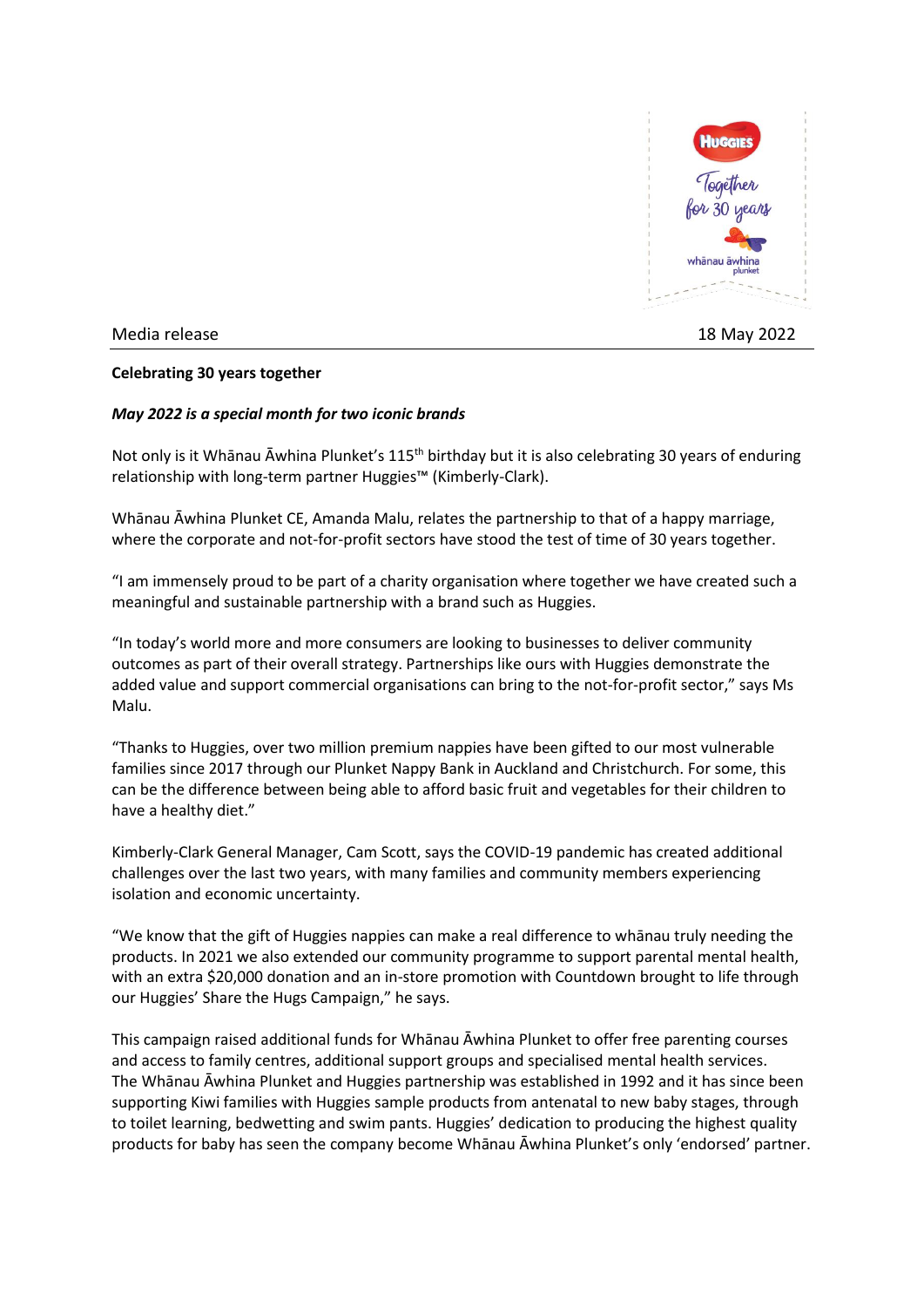Media release 18 May 2022

**Celebrating 30 years together**

***May 2022 is a special month for two iconic brands***

Not only is it Whānau Āwhina Plunket's 115th birthday but it is also celebrating 30 years of enduring relationship with long-term partner Huggies™ (Kimberly-Clark).

Whānau Āwhina Plunket CE, Amanda Malu, relates the partnership to that of a happy marriage, where the corporate and not-for-profit sectors have stood the test of time of 30 years together.

"I am immensely proud to be part of a charity organisation where together we have created such a meaningful and sustainable partnership with a brand such as Huggies.

"In today's world more and more consumers are looking to businesses to deliver community outcomes as part of their overall strategy. Partnerships like ours with Huggies demonstrate the added value and support commercial organisations can bring to the not-for-profit sector," says Ms Malu.

"Thanks to Huggies, over two million premium nappies have been gifted to our most vulnerable families since 2017 through our Plunket Nappy Bank in Auckland and Christchurch. For some, this can be the difference between being able to afford basic fruit and vegetables for their children to have a healthy diet."

Kimberly-Clark General Manager, Cam Scott, says the COVID-19 pandemic has created additional challenges over the last two years, with many families and community members experiencing isolation and economic uncertainty.

"We know that the gift of Huggies nappies can make a real difference to whānau truly needing the products. In 2021 we also extended our community programme to support parental mental health, with an extra $20,000 donation and an in-store promotion with Countdown brought to life through our Huggies' Share the Hugs Campaign," he says.

This campaign raised additional funds for Whānau Āwhina Plunket to offer free parenting courses and access to family centres, additional support groups and specialised mental health services. The Whānau Āwhina Plunket and Huggies partnership was established in 1992 and it has since been supporting Kiwi families with Huggies sample products from antenatal to new baby stages, through to toilet learning, bedwetting and swim pants. Huggies' dedication to producing the highest quality products for baby has seen the company become Whānau Āwhina Plunket's only 'endorsed' partner.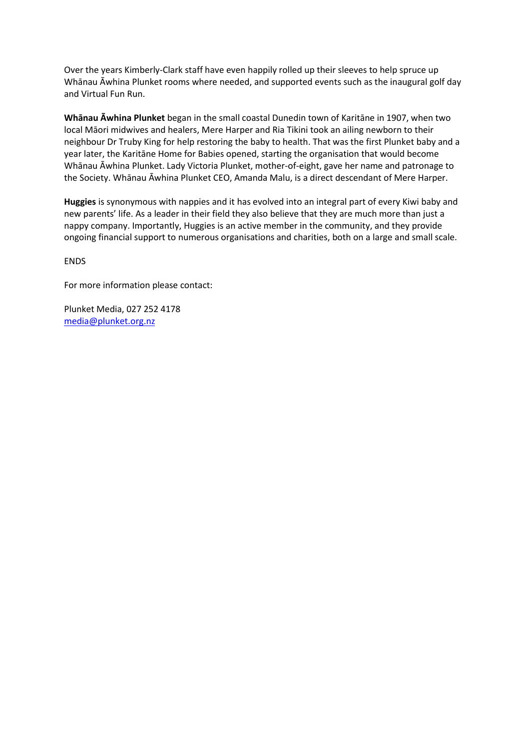Over the years Kimberly-Clark staff have even happily rolled up their sleeves to help spruce up Whānau Āwhina Plunket rooms where needed, and supported events such as the inaugural golf day and Virtual Fun Run.

**Whānau Āwhina Plunket** began in the small coastal Dunedin town of Karitāne in 1907, when two local Māori midwives and healers, Mere Harper and Ria Tikini took an ailing newborn to their neighbour Dr Truby King for help restoring the baby to health. That was the first Plunket baby and a year later, the Karitāne Home for Babies opened, starting the organisation that would become Whānau Āwhina Plunket. Lady Victoria Plunket, mother-of-eight, gave her name and patronage to the Society. Whānau Āwhina Plunket CEO, Amanda Malu, is a direct descendant of Mere Harper.

**Huggies** is synonymous with nappies and it has evolved into an integral part of every Kiwi baby and new parents' life. As a leader in their field they also believe that they are much more than just a nappy company. Importantly, Huggies is an active member in the community, and they provide ongoing financial support to numerous organisations and charities, both on a large and small scale.

ENDS

For more information please contact:

Plunket Media, 027 252 4178
[media@plunket.org.nz](mailto:media@plunket.org.nz)